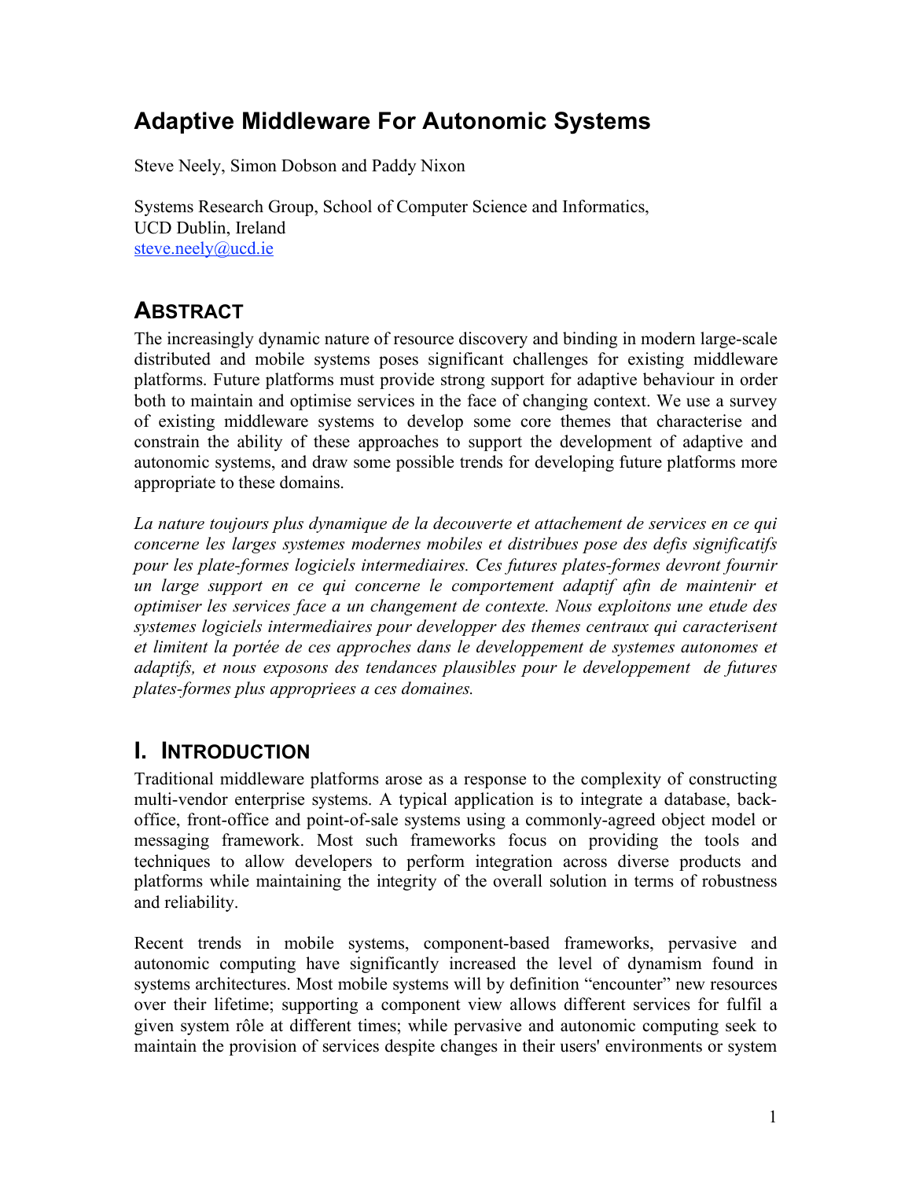# Adaptive Middleware For Autonomic Systems

Steve Neely, Simon Dobson and Paddy Nixon

Systems Research Group, School of Computer Science and Informatics,
UCD Dublin, Ireland
steve.neely@ucd.ie

## ABSTRACT

The increasingly dynamic nature of resource discovery and binding in modern large-scale distributed and mobile systems poses significant challenges for existing middleware platforms. Future platforms must provide strong support for adaptive behaviour in order both to maintain and optimise services in the face of changing context. We use a survey of existing middleware systems to develop some core themes that characterise and constrain the ability of these approaches to support the development of adaptive and autonomic systems, and draw some possible trends for developing future platforms more appropriate to these domains.

*La nature toujours plus dynamique de la decouverte et attachement de services en ce qui concerne les larges systemes modernes mobiles et distribues pose des defis significatifs pour les plate-formes logiciels intermediaires. Ces futures plates-formes devront fournir un large support en ce qui concerne le comportement adaptif afin de maintenir et optimiser les services face a un changement de contexte. Nous exploitons une etude des systemes logiciels intermediaires pour developper des themes centraux qui caracterisent et limitent la portée de ces approches dans le developpement de systemes autonomes et adaptifs, et nous exposons des tendances plausibles pour le developpement de futures plates-formes plus appropriees a ces domaines.*

## I. INTRODUCTION

Traditional middleware platforms arose as a response to the complexity of constructing multi-vendor enterprise systems. A typical application is to integrate a database, back-office, front-office and point-of-sale systems using a commonly-agreed object model or messaging framework. Most such frameworks focus on providing the tools and techniques to allow developers to perform integration across diverse products and platforms while maintaining the integrity of the overall solution in terms of robustness and reliability.

Recent trends in mobile systems, component-based frameworks, pervasive and autonomic computing have significantly increased the level of dynamism found in systems architectures. Most mobile systems will by definition "encounter" new resources over their lifetime; supporting a component view allows different services for fulfil a given system rôle at different times; while pervasive and autonomic computing seek to maintain the provision of services despite changes in their users' environments or system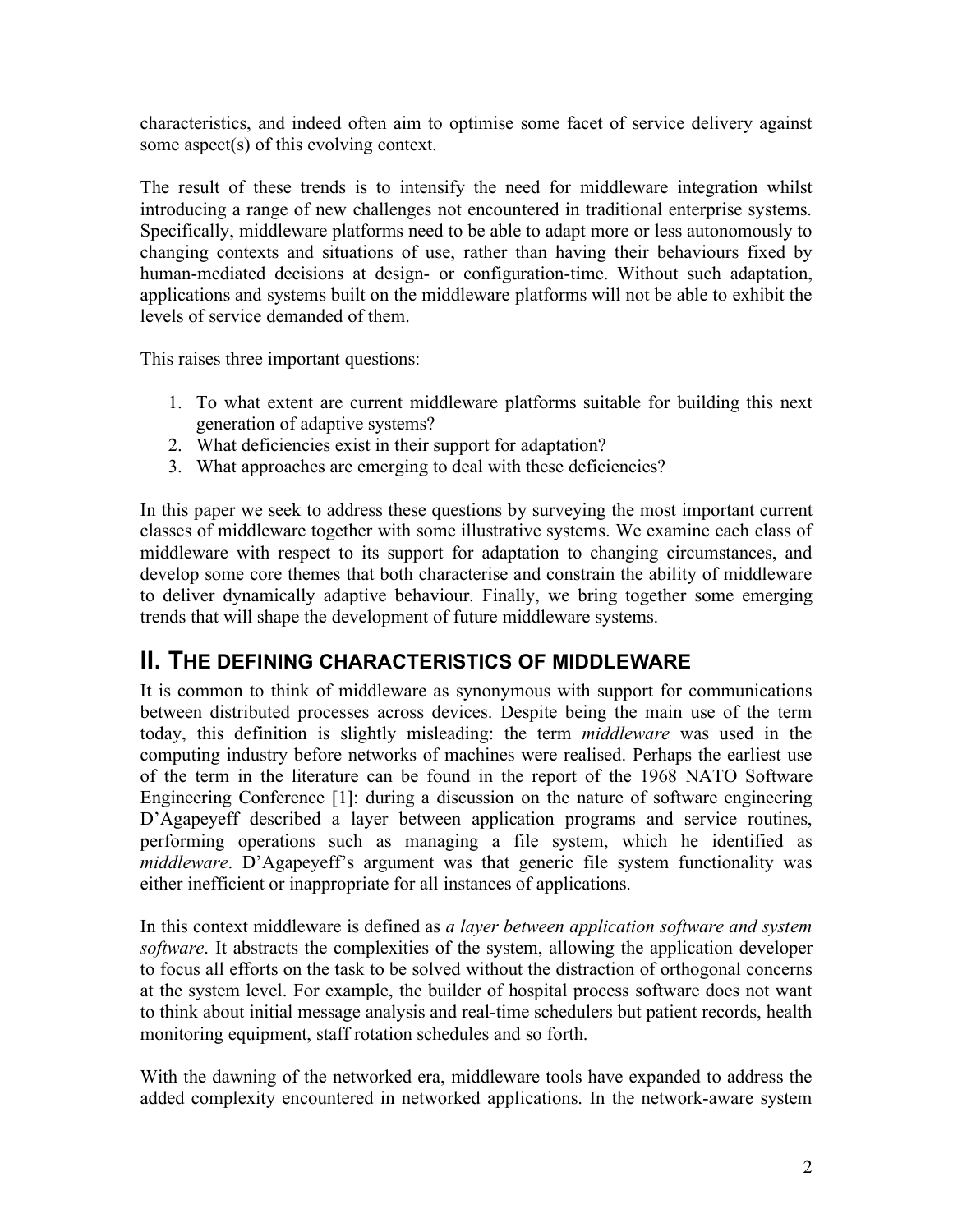characteristics, and indeed often aim to optimise some facet of service delivery against some aspect(s) of this evolving context.

The result of these trends is to intensify the need for middleware integration whilst introducing a range of new challenges not encountered in traditional enterprise systems. Specifically, middleware platforms need to be able to adapt more or less autonomously to changing contexts and situations of use, rather than having their behaviours fixed by human-mediated decisions at design- or configuration-time. Without such adaptation, applications and systems built on the middleware platforms will not be able to exhibit the levels of service demanded of them.

This raises three important questions:

1. To what extent are current middleware platforms suitable for building this next generation of adaptive systems?
2. What deficiencies exist in their support for adaptation?
3. What approaches are emerging to deal with these deficiencies?

In this paper we seek to address these questions by surveying the most important current classes of middleware together with some illustrative systems. We examine each class of middleware with respect to its support for adaptation to changing circumstances, and develop some core themes that both characterise and constrain the ability of middleware to deliver dynamically adaptive behaviour. Finally, we bring together some emerging trends that will shape the development of future middleware systems.

## II. The defining characteristics of middleware

It is common to think of middleware as synonymous with support for communications between distributed processes across devices. Despite being the main use of the term today, this definition is slightly misleading: the term *middleware* was used in the computing industry before networks of machines were realised. Perhaps the earliest use of the term in the literature can be found in the report of the 1968 NATO Software Engineering Conference [1]: during a discussion on the nature of software engineering D'Agapeyeff described a layer between application programs and service routines, performing operations such as managing a file system, which he identified as *middleware*. D'Agapeyeff's argument was that generic file system functionality was either inefficient or inappropriate for all instances of applications.

In this context middleware is defined as *a layer between application software and system software*. It abstracts the complexities of the system, allowing the application developer to focus all efforts on the task to be solved without the distraction of orthogonal concerns at the system level. For example, the builder of hospital process software does not want to think about initial message analysis and real-time schedulers but patient records, health monitoring equipment, staff rotation schedules and so forth.

With the dawning of the networked era, middleware tools have expanded to address the added complexity encountered in networked applications. In the network-aware system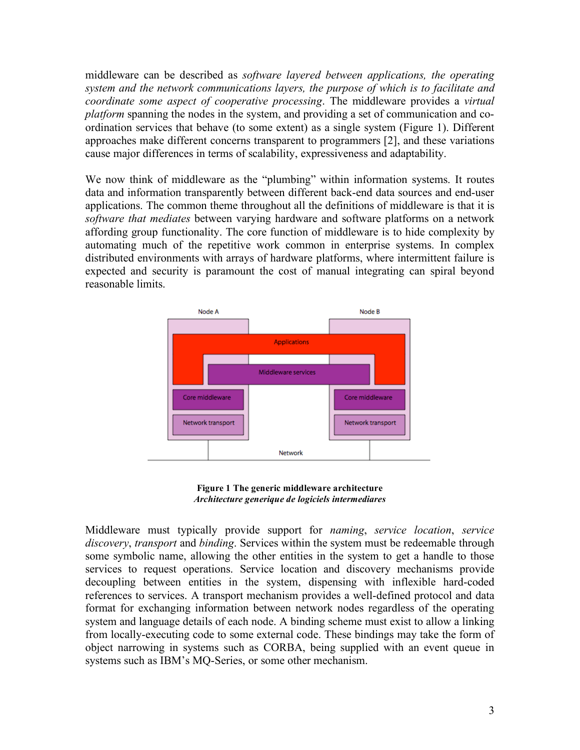middleware can be described as *software layered between applications, the operating system and the network communications layers, the purpose of which is to facilitate and coordinate some aspect of cooperative processing*. The middleware provides a *virtual platform* spanning the nodes in the system, and providing a set of communication and co-ordination services that behave (to some extent) as a single system (Figure 1). Different approaches make different concerns transparent to programmers [2], and these variations cause major differences in terms of scalability, expressiveness and adaptability.

We now think of middleware as the "plumbing" within information systems. It routes data and information transparently between different back-end data sources and end-user applications. The common theme throughout all the definitions of middleware is that it is *software that mediates* between varying hardware and software platforms on a network affording group functionality. The core function of middleware is to hide complexity by automating much of the repetitive work common in enterprise systems. In complex distributed environments with arrays of hardware platforms, where intermittent failure is expected and security is paramount the cost of manual integrating can spiral beyond reasonable limits.

**Figure 1 The generic middleware architecture**
***Architecture generique de logiciels intermediares***

Middleware must typically provide support for *naming*, *service location*, *service discovery*, *transport* and *binding*. Services within the system must be redeemable through some symbolic name, allowing the other entities in the system to get a handle to those services to request operations. Service location and discovery mechanisms provide decoupling between entities in the system, dispensing with inflexible hard-coded references to services. A transport mechanism provides a well-defined protocol and data format for exchanging information between network nodes regardless of the operating system and language details of each node. A binding scheme must exist to allow a linking from locally-executing code to some external code. These bindings may take the form of object narrowing in systems such as CORBA, being supplied with an event queue in systems such as IBM's MQ-Series, or some other mechanism.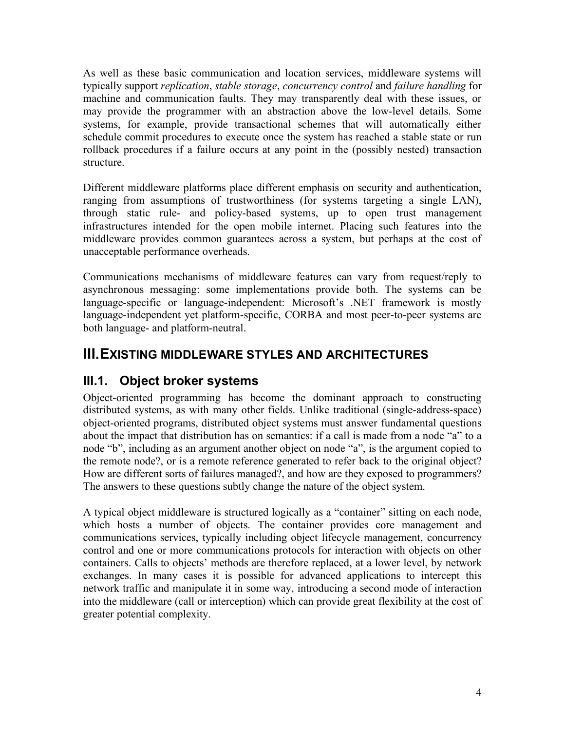As well as these basic communication and location services, middleware systems will typically support *replication*, *stable storage*, *concurrency control* and *failure handling* for machine and communication faults. They may transparently deal with these issues, or may provide the programmer with an abstraction above the low-level details. Some systems, for example, provide transactional schemes that will automatically either schedule commit procedures to execute once the system has reached a stable state or run rollback procedures if a failure occurs at any point in the (possibly nested) transaction structure.

Different middleware platforms place different emphasis on security and authentication, ranging from assumptions of trustworthiness (for systems targeting a single LAN), through static rule- and policy-based systems, up to open trust management infrastructures intended for the open mobile internet. Placing such features into the middleware provides common guarantees across a system, but perhaps at the cost of unacceptable performance overheads.

Communications mechanisms of middleware features can vary from request/reply to asynchronous messaging: some implementations provide both. The systems can be language-specific or language-independent: Microsoft's .NET framework is mostly language-independent yet platform-specific, CORBA and most peer-to-peer systems are both language- and platform-neutral.

# III. EXISTING MIDDLEWARE STYLES AND ARCHITECTURES

## III.1. Object broker systems

Object-oriented programming has become the dominant approach to constructing distributed systems, as with many other fields. Unlike traditional (single-address-space) object-oriented programs, distributed object systems must answer fundamental questions about the impact that distribution has on semantics: if a call is made from a node "a" to a node "b", including as an argument another object on node "a", is the argument copied to the remote node?, or is a remote reference generated to refer back to the original object? How are different sorts of failures managed?, and how are they exposed to programmers? The answers to these questions subtly change the nature of the object system.

A typical object middleware is structured logically as a "container" sitting on each node, which hosts a number of objects. The container provides core management and communications services, typically including object lifecycle management, concurrency control and one or more communications protocols for interaction with objects on other containers. Calls to objects' methods are therefore replaced, at a lower level, by network exchanges. In many cases it is possible for advanced applications to intercept this network traffic and manipulate it in some way, introducing a second mode of interaction into the middleware (call or interception) which can provide great flexibility at the cost of greater potential complexity.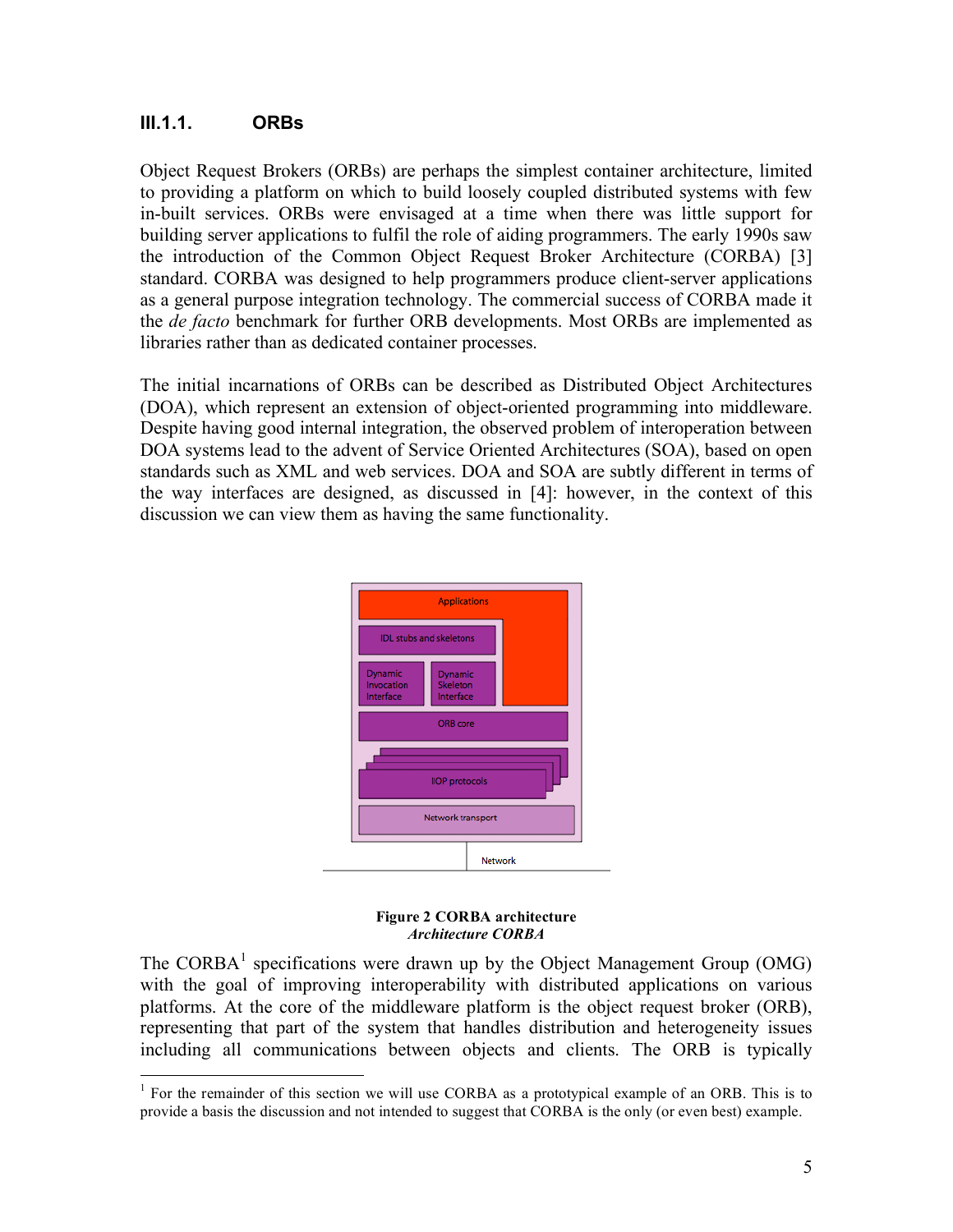### III.1.1. ORBs

Object Request Brokers (ORBs) are perhaps the simplest container architecture, limited to providing a platform on which to build loosely coupled distributed systems with few in-built services. ORBs were envisaged at a time when there was little support for building server applications to fulfil the role of aiding programmers. The early 1990s saw the introduction of the Common Object Request Broker Architecture (CORBA) [3] standard. CORBA was designed to help programmers produce client-server applications as a general purpose integration technology. The commercial success of CORBA made it the *de facto* benchmark for further ORB developments. Most ORBs are implemented as libraries rather than as dedicated container processes.

The initial incarnations of ORBs can be described as Distributed Object Architectures (DOA), which represent an extension of object-oriented programming into middleware. Despite having good internal integration, the observed problem of interoperation between DOA systems lead to the advent of Service Oriented Architectures (SOA), based on open standards such as XML and web services. DOA and SOA are subtly different in terms of the way interfaces are designed, as discussed in [4]: however, in the context of this discussion we can view them as having the same functionality.

Applications

IDL stubs and skeletons

Dynamic Invocation Interface

Dynamic Skeleton Interface

ORB core

IIOP protocols

Network transport

Network

**Figure 2 CORBA architecture**
***Architecture CORBA***

The CORBA[1] specifications were drawn up by the Object Management Group (OMG) with the goal of improving interoperability with distributed applications on various platforms. At the core of the middleware platform is the object request broker (ORB), representing that part of the system that handles distribution and heterogeneity issues including all communications between objects and clients. The ORB is typically

[1] For the remainder of this section we will use CORBA as a prototypical example of an ORB. This is to provide a basis the discussion and not intended to suggest that CORBA is the only (or even best) example.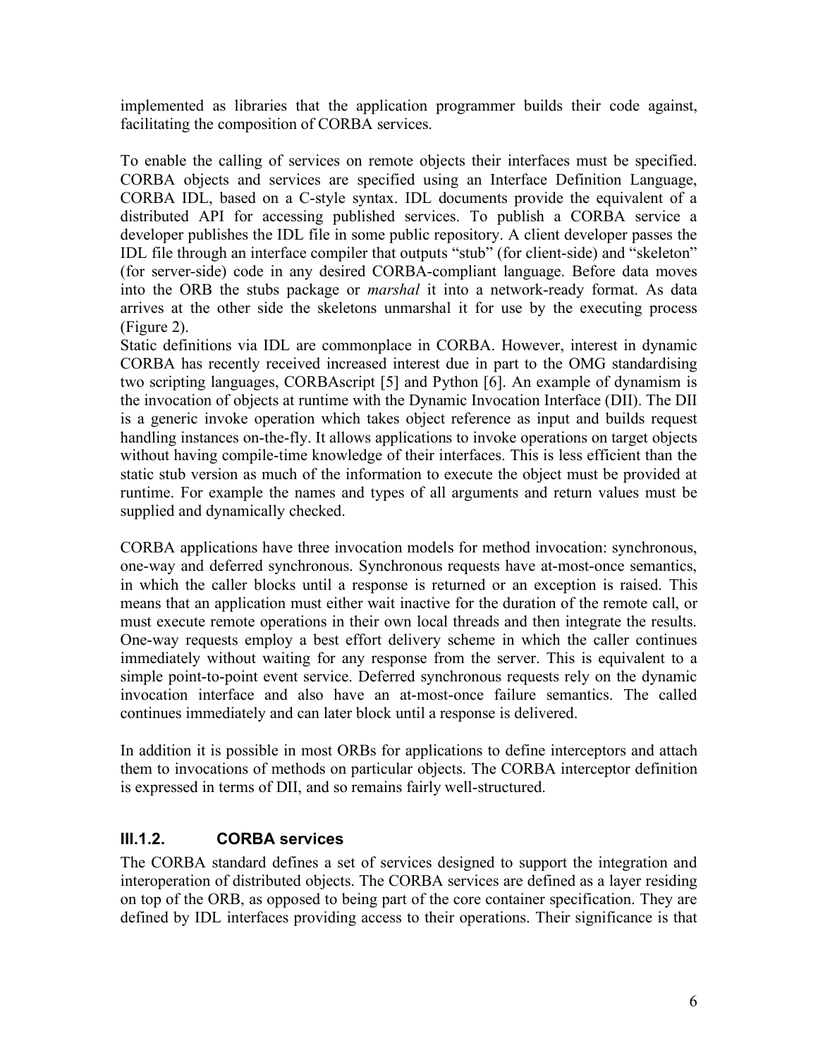implemented as libraries that the application programmer builds their code against, facilitating the composition of CORBA services.

To enable the calling of services on remote objects their interfaces must be specified. CORBA objects and services are specified using an Interface Definition Language, CORBA IDL, based on a C-style syntax. IDL documents provide the equivalent of a distributed API for accessing published services. To publish a CORBA service a developer publishes the IDL file in some public repository. A client developer passes the IDL file through an interface compiler that outputs "stub" (for client-side) and "skeleton" (for server-side) code in any desired CORBA-compliant language. Before data moves into the ORB the stubs package or *marshal* it into a network-ready format. As data arrives at the other side the skeletons unmarshal it for use by the executing process (Figure 2).

Static definitions via IDL are commonplace in CORBA. However, interest in dynamic CORBA has recently received increased interest due in part to the OMG standardising two scripting languages, CORBAscript [5] and Python [6]. An example of dynamism is the invocation of objects at runtime with the Dynamic Invocation Interface (DII). The DII is a generic invoke operation which takes object reference as input and builds request handling instances on-the-fly. It allows applications to invoke operations on target objects without having compile-time knowledge of their interfaces. This is less efficient than the static stub version as much of the information to execute the object must be provided at runtime. For example the names and types of all arguments and return values must be supplied and dynamically checked.

CORBA applications have three invocation models for method invocation: synchronous, one-way and deferred synchronous. Synchronous requests have at-most-once semantics, in which the caller blocks until a response is returned or an exception is raised. This means that an application must either wait inactive for the duration of the remote call, or must execute remote operations in their own local threads and then integrate the results. One-way requests employ a best effort delivery scheme in which the caller continues immediately without waiting for any response from the server. This is equivalent to a simple point-to-point event service. Deferred synchronous requests rely on the dynamic invocation interface and also have an at-most-once failure semantics. The called continues immediately and can later block until a response is delivered.

In addition it is possible in most ORBs for applications to define interceptors and attach them to invocations of methods on particular objects. The CORBA interceptor definition is expressed in terms of DII, and so remains fairly well-structured.

### III.1.2. CORBA services

The CORBA standard defines a set of services designed to support the integration and interoperation of distributed objects. The CORBA services are defined as a layer residing on top of the ORB, as opposed to being part of the core container specification. They are defined by IDL interfaces providing access to their operations. Their significance is that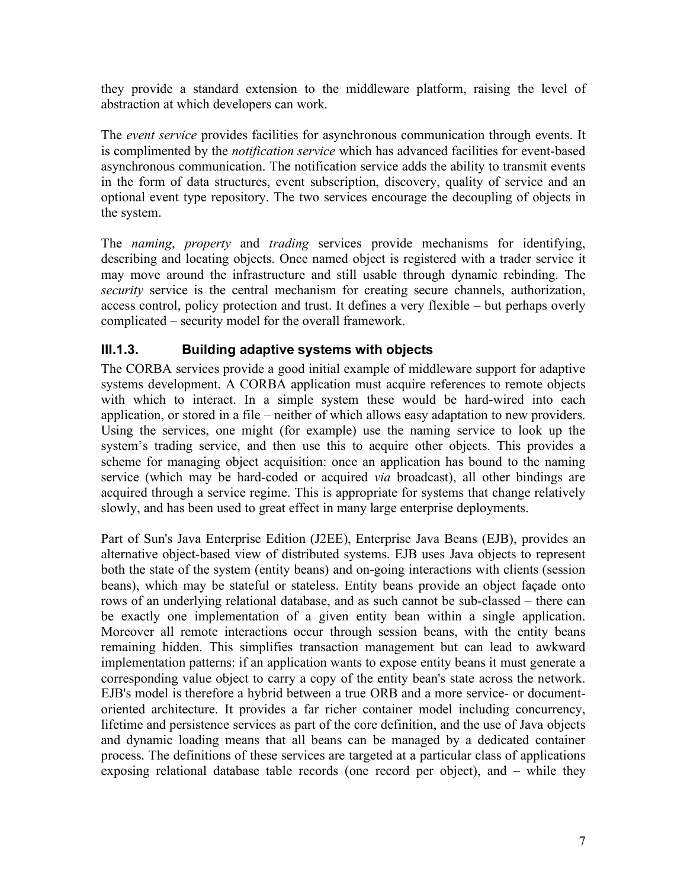they provide a standard extension to the middleware platform, raising the level of abstraction at which developers can work.

The *event service* provides facilities for asynchronous communication through events. It is complimented by the *notification service* which has advanced facilities for event-based asynchronous communication. The notification service adds the ability to transmit events in the form of data structures, event subscription, discovery, quality of service and an optional event type repository. The two services encourage the decoupling of objects in the system.

The *naming*, *property* and *trading* services provide mechanisms for identifying, describing and locating objects. Once named object is registered with a trader service it may move around the infrastructure and still usable through dynamic rebinding. The *security* service is the central mechanism for creating secure channels, authorization, access control, policy protection and trust. It defines a very flexible – but perhaps overly complicated – security model for the overall framework.

### III.1.3. Building adaptive systems with objects

The CORBA services provide a good initial example of middleware support for adaptive systems development. A CORBA application must acquire references to remote objects with which to interact. In a simple system these would be hard-wired into each application, or stored in a file – neither of which allows easy adaptation to new providers. Using the services, one might (for example) use the naming service to look up the system's trading service, and then use this to acquire other objects. This provides a scheme for managing object acquisition: once an application has bound to the naming service (which may be hard-coded or acquired *via* broadcast), all other bindings are acquired through a service regime. This is appropriate for systems that change relatively slowly, and has been used to great effect in many large enterprise deployments.

Part of Sun's Java Enterprise Edition (J2EE), Enterprise Java Beans (EJB), provides an alternative object-based view of distributed systems. EJB uses Java objects to represent both the state of the system (entity beans) and on-going interactions with clients (session beans), which may be stateful or stateless. Entity beans provide an object façade onto rows of an underlying relational database, and as such cannot be sub-classed – there can be exactly one implementation of a given entity bean within a single application. Moreover all remote interactions occur through session beans, with the entity beans remaining hidden. This simplifies transaction management but can lead to awkward implementation patterns: if an application wants to expose entity beans it must generate a corresponding value object to carry a copy of the entity bean's state across the network. EJB's model is therefore a hybrid between a true ORB and a more service- or document-oriented architecture. It provides a far richer container model including concurrency, lifetime and persistence services as part of the core definition, and the use of Java objects and dynamic loading means that all beans can be managed by a dedicated container process. The definitions of these services are targeted at a particular class of applications exposing relational database table records (one record per object), and – while they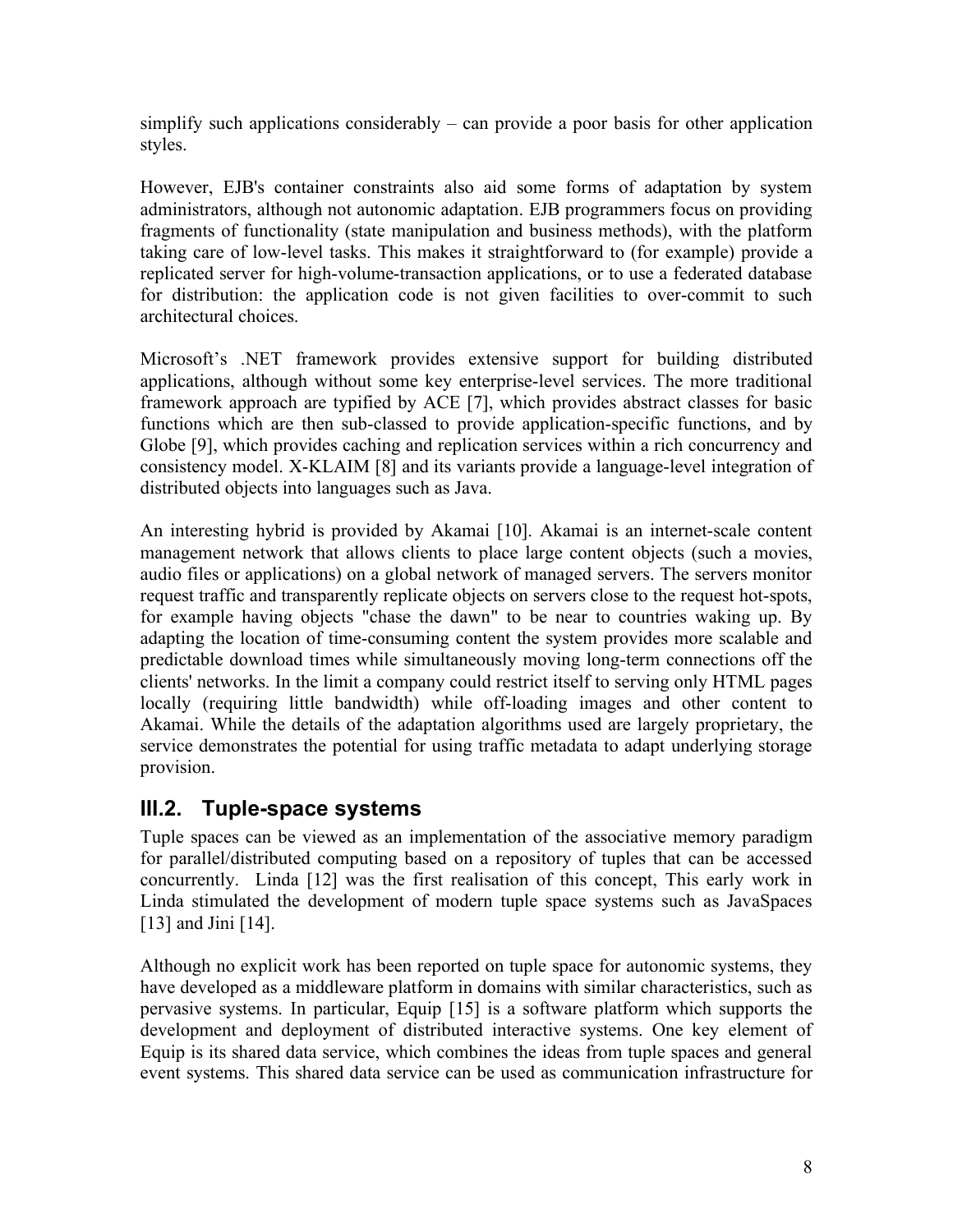simplify such applications considerably – can provide a poor basis for other application styles.

However, EJB's container constraints also aid some forms of adaptation by system administrators, although not autonomic adaptation. EJB programmers focus on providing fragments of functionality (state manipulation and business methods), with the platform taking care of low-level tasks. This makes it straightforward to (for example) provide a replicated server for high-volume-transaction applications, or to use a federated database for distribution: the application code is not given facilities to over-commit to such architectural choices.

Microsoft's .NET framework provides extensive support for building distributed applications, although without some key enterprise-level services. The more traditional framework approach are typified by ACE [7], which provides abstract classes for basic functions which are then sub-classed to provide application-specific functions, and by Globe [9], which provides caching and replication services within a rich concurrency and consistency model. X-KLAIM [8] and its variants provide a language-level integration of distributed objects into languages such as Java.

An interesting hybrid is provided by Akamai [10]. Akamai is an internet-scale content management network that allows clients to place large content objects (such a movies, audio files or applications) on a global network of managed servers. The servers monitor request traffic and transparently replicate objects on servers close to the request hot-spots, for example having objects "chase the dawn" to be near to countries waking up. By adapting the location of time-consuming content the system provides more scalable and predictable download times while simultaneously moving long-term connections off the clients' networks. In the limit a company could restrict itself to serving only HTML pages locally (requiring little bandwidth) while off-loading images and other content to Akamai. While the details of the adaptation algorithms used are largely proprietary, the service demonstrates the potential for using traffic metadata to adapt underlying storage provision.

## III.2. Tuple-space systems

Tuple spaces can be viewed as an implementation of the associative memory paradigm for parallel/distributed computing based on a repository of tuples that can be accessed concurrently. Linda [12] was the first realisation of this concept, This early work in Linda stimulated the development of modern tuple space systems such as JavaSpaces [13] and Jini [14].

Although no explicit work has been reported on tuple space for autonomic systems, they have developed as a middleware platform in domains with similar characteristics, such as pervasive systems. In particular, Equip [15] is a software platform which supports the development and deployment of distributed interactive systems. One key element of Equip is its shared data service, which combines the ideas from tuple spaces and general event systems. This shared data service can be used as communication infrastructure for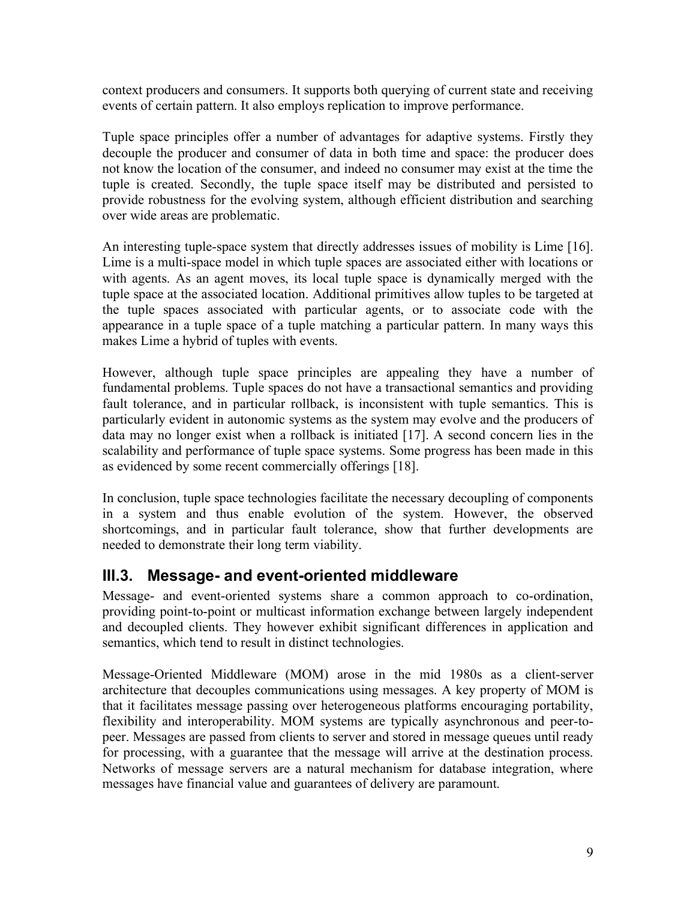context producers and consumers. It supports both querying of current state and receiving events of certain pattern. It also employs replication to improve performance.

Tuple space principles offer a number of advantages for adaptive systems. Firstly they decouple the producer and consumer of data in both time and space: the producer does not know the location of the consumer, and indeed no consumer may exist at the time the tuple is created. Secondly, the tuple space itself may be distributed and persisted to provide robustness for the evolving system, although efficient distribution and searching over wide areas are problematic.

An interesting tuple-space system that directly addresses issues of mobility is Lime [16]. Lime is a multi-space model in which tuple spaces are associated either with locations or with agents. As an agent moves, its local tuple space is dynamically merged with the tuple space at the associated location. Additional primitives allow tuples to be targeted at the tuple spaces associated with particular agents, or to associate code with the appearance in a tuple space of a tuple matching a particular pattern. In many ways this makes Lime a hybrid of tuples with events.

However, although tuple space principles are appealing they have a number of fundamental problems. Tuple spaces do not have a transactional semantics and providing fault tolerance, and in particular rollback, is inconsistent with tuple semantics. This is particularly evident in autonomic systems as the system may evolve and the producers of data may no longer exist when a rollback is initiated [17]. A second concern lies in the scalability and performance of tuple space systems. Some progress has been made in this as evidenced by some recent commercially offerings [18].

In conclusion, tuple space technologies facilitate the necessary decoupling of components in a system and thus enable evolution of the system. However, the observed shortcomings, and in particular fault tolerance, show that further developments are needed to demonstrate their long term viability.

## III.3. Message- and event-oriented middleware

Message- and event-oriented systems share a common approach to co-ordination, providing point-to-point or multicast information exchange between largely independent and decoupled clients. They however exhibit significant differences in application and semantics, which tend to result in distinct technologies.

Message-Oriented Middleware (MOM) arose in the mid 1980s as a client-server architecture that decouples communications using messages. A key property of MOM is that it facilitates message passing over heterogeneous platforms encouraging portability, flexibility and interoperability. MOM systems are typically asynchronous and peer-to-peer. Messages are passed from clients to server and stored in message queues until ready for processing, with a guarantee that the message will arrive at the destination process. Networks of message servers are a natural mechanism for database integration, where messages have financial value and guarantees of delivery are paramount.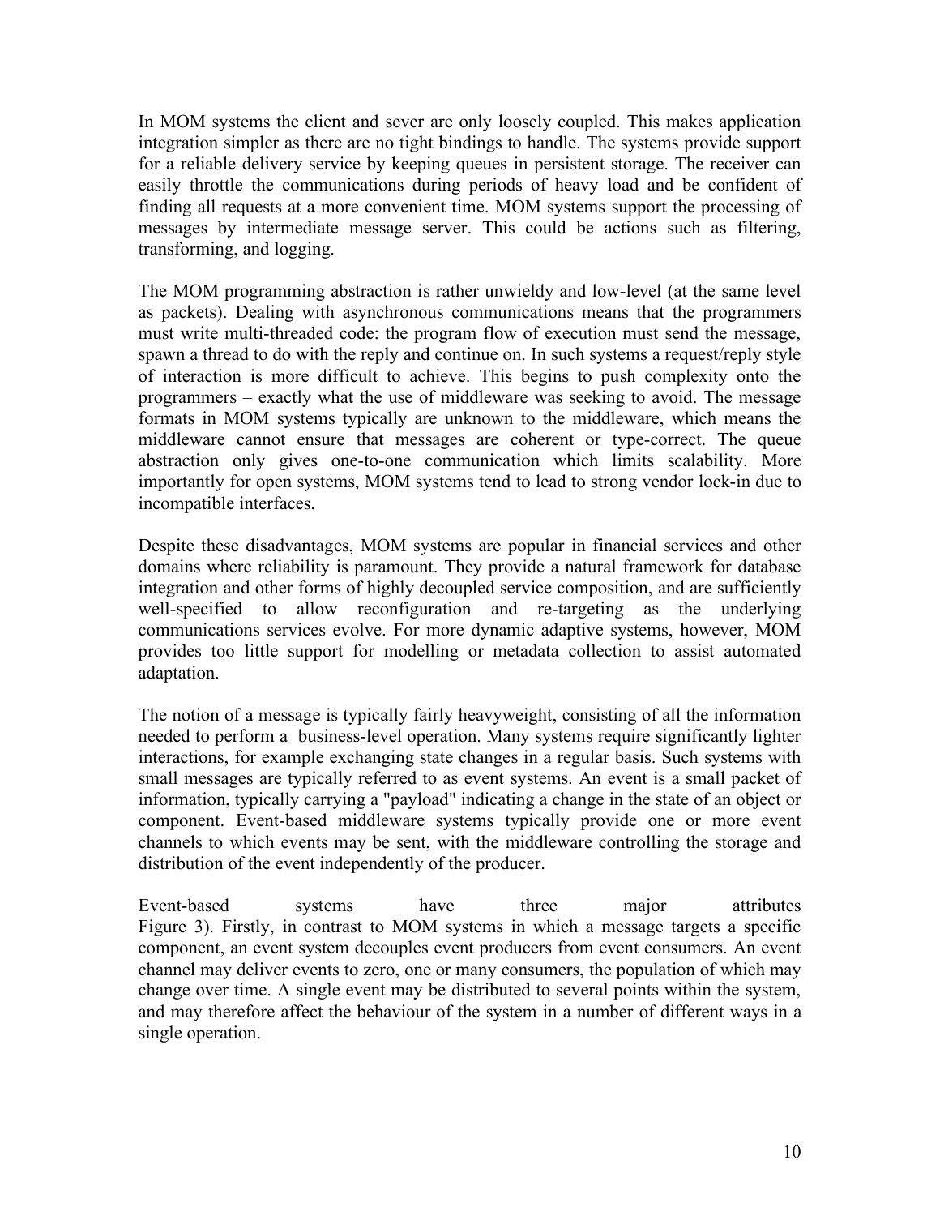In MOM systems the client and sever are only loosely coupled. This makes application integration simpler as there are no tight bindings to handle. The systems provide support for a reliable delivery service by keeping queues in persistent storage. The receiver can easily throttle the communications during periods of heavy load and be confident of finding all requests at a more convenient time. MOM systems support the processing of messages by intermediate message server. This could be actions such as filtering, transforming, and logging.

The MOM programming abstraction is rather unwieldy and low-level (at the same level as packets). Dealing with asynchronous communications means that the programmers must write multi-threaded code: the program flow of execution must send the message, spawn a thread to do with the reply and continue on. In such systems a request/reply style of interaction is more difficult to achieve. This begins to push complexity onto the programmers – exactly what the use of middleware was seeking to avoid. The message formats in MOM systems typically are unknown to the middleware, which means the middleware cannot ensure that messages are coherent or type-correct. The queue abstraction only gives one-to-one communication which limits scalability. More importantly for open systems, MOM systems tend to lead to strong vendor lock-in due to incompatible interfaces.

Despite these disadvantages, MOM systems are popular in financial services and other domains where reliability is paramount. They provide a natural framework for database integration and other forms of highly decoupled service composition, and are sufficiently well-specified to allow reconfiguration and re-targeting as the underlying communications services evolve. For more dynamic adaptive systems, however, MOM provides too little support for modelling or metadata collection to assist automated adaptation.

The notion of a message is typically fairly heavyweight, consisting of all the information needed to perform a business-level operation. Many systems require significantly lighter interactions, for example exchanging state changes in a regular basis. Such systems with small messages are typically referred to as event systems. An event is a small packet of information, typically carrying a "payload" indicating a change in the state of an object or component. Event-based middleware systems typically provide one or more event channels to which events may be sent, with the middleware controlling the storage and distribution of the event independently of the producer.

Event-based systems have three major attributes Figure 3). Firstly, in contrast to MOM systems in which a message targets a specific component, an event system decouples event producers from event consumers. An event channel may deliver events to zero, one or many consumers, the population of which may change over time. A single event may be distributed to several points within the system, and may therefore affect the behaviour of the system in a number of different ways in a single operation.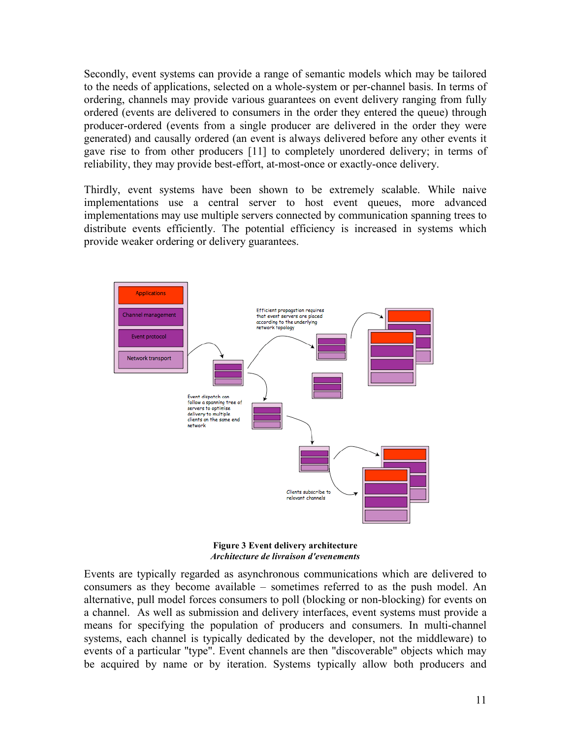Secondly, event systems can provide a range of semantic models which may be tailored to the needs of applications, selected on a whole-system or per-channel basis. In terms of ordering, channels may provide various guarantees on event delivery ranging from fully ordered (events are delivered to consumers in the order they entered the queue) through producer-ordered (events from a single producer are delivered in the order they were generated) and causally ordered (an event is always delivered before any other events it gave rise to from other producers [11] to completely unordered delivery; in terms of reliability, they may provide best-effort, at-most-once or exactly-once delivery.

Thirdly, event systems have been shown to be extremely scalable. While naive implementations use a central server to host event queues, more advanced implementations may use multiple servers connected by communication spanning trees to distribute events efficiently. The potential efficiency is increased in systems which provide weaker ordering or delivery guarantees.

**Figure 3 Event delivery architecture**
*Architecture de livraison d'evenements*

Events are typically regarded as asynchronous communications which are delivered to consumers as they become available – sometimes referred to as the push model. An alternative, pull model forces consumers to poll (blocking or non-blocking) for events on a channel. As well as submission and delivery interfaces, event systems must provide a means for specifying the population of producers and consumers. In multi-channel systems, each channel is typically dedicated by the developer, not the middleware) to events of a particular "type". Event channels are then "discoverable" objects which may be acquired by name or by iteration. Systems typically allow both producers and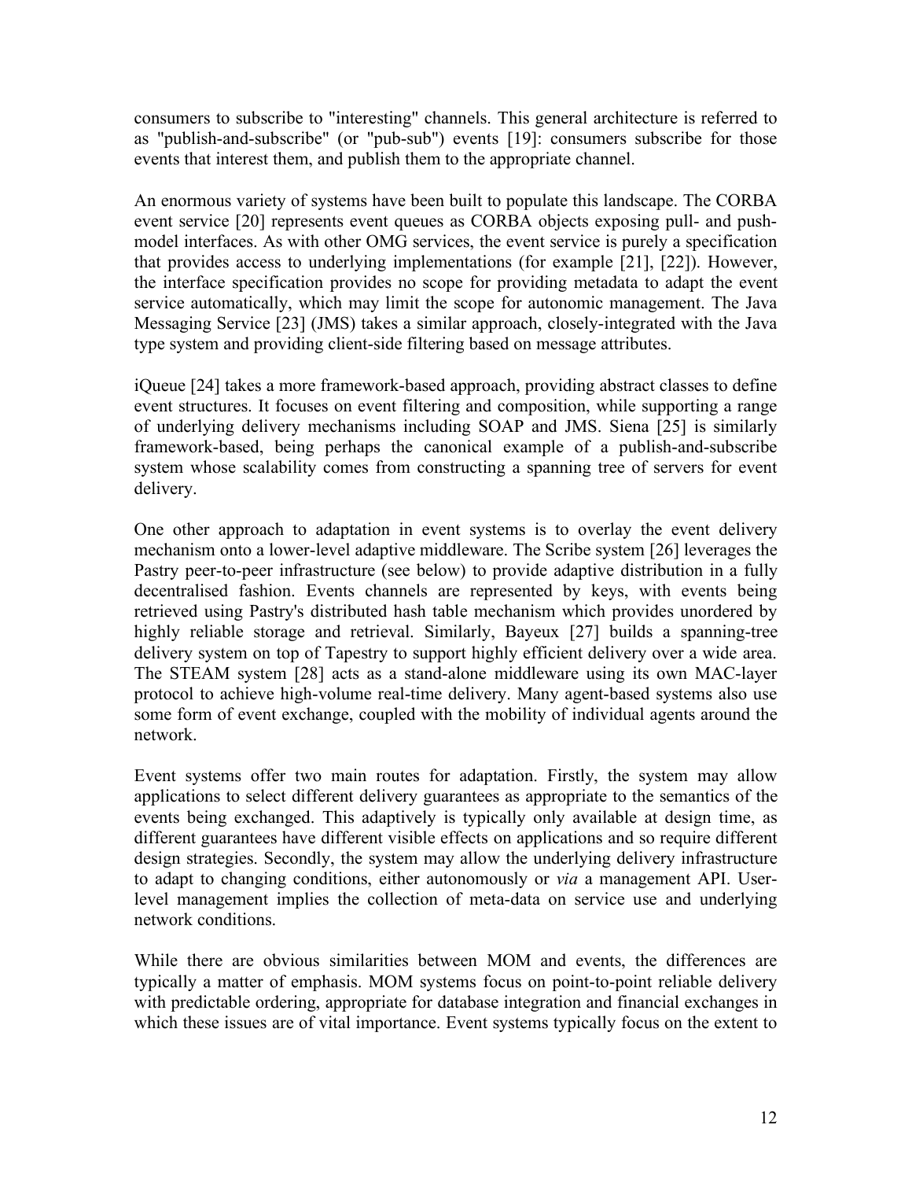consumers to subscribe to "interesting" channels. This general architecture is referred to as "publish-and-subscribe" (or "pub-sub") events [19]: consumers subscribe for those events that interest them, and publish them to the appropriate channel.

An enormous variety of systems have been built to populate this landscape. The CORBA event service [20] represents event queues as CORBA objects exposing pull- and push-model interfaces. As with other OMG services, the event service is purely a specification that provides access to underlying implementations (for example [21], [22]). However, the interface specification provides no scope for providing metadata to adapt the event service automatically, which may limit the scope for autonomic management. The Java Messaging Service [23] (JMS) takes a similar approach, closely-integrated with the Java type system and providing client-side filtering based on message attributes.

iQueue [24] takes a more framework-based approach, providing abstract classes to define event structures. It focuses on event filtering and composition, while supporting a range of underlying delivery mechanisms including SOAP and JMS. Siena [25] is similarly framework-based, being perhaps the canonical example of a publish-and-subscribe system whose scalability comes from constructing a spanning tree of servers for event delivery.

One other approach to adaptation in event systems is to overlay the event delivery mechanism onto a lower-level adaptive middleware. The Scribe system [26] leverages the Pastry peer-to-peer infrastructure (see below) to provide adaptive distribution in a fully decentralised fashion. Events channels are represented by keys, with events being retrieved using Pastry's distributed hash table mechanism which provides unordered by highly reliable storage and retrieval. Similarly, Bayeux [27] builds a spanning-tree delivery system on top of Tapestry to support highly efficient delivery over a wide area. The STEAM system [28] acts as a stand-alone middleware using its own MAC-layer protocol to achieve high-volume real-time delivery. Many agent-based systems also use some form of event exchange, coupled with the mobility of individual agents around the network.

Event systems offer two main routes for adaptation. Firstly, the system may allow applications to select different delivery guarantees as appropriate to the semantics of the events being exchanged. This adaptively is typically only available at design time, as different guarantees have different visible effects on applications and so require different design strategies. Secondly, the system may allow the underlying delivery infrastructure to adapt to changing conditions, either autonomously or *via* a management API. User-level management implies the collection of meta-data on service use and underlying network conditions.

While there are obvious similarities between MOM and events, the differences are typically a matter of emphasis. MOM systems focus on point-to-point reliable delivery with predictable ordering, appropriate for database integration and financial exchanges in which these issues are of vital importance. Event systems typically focus on the extent to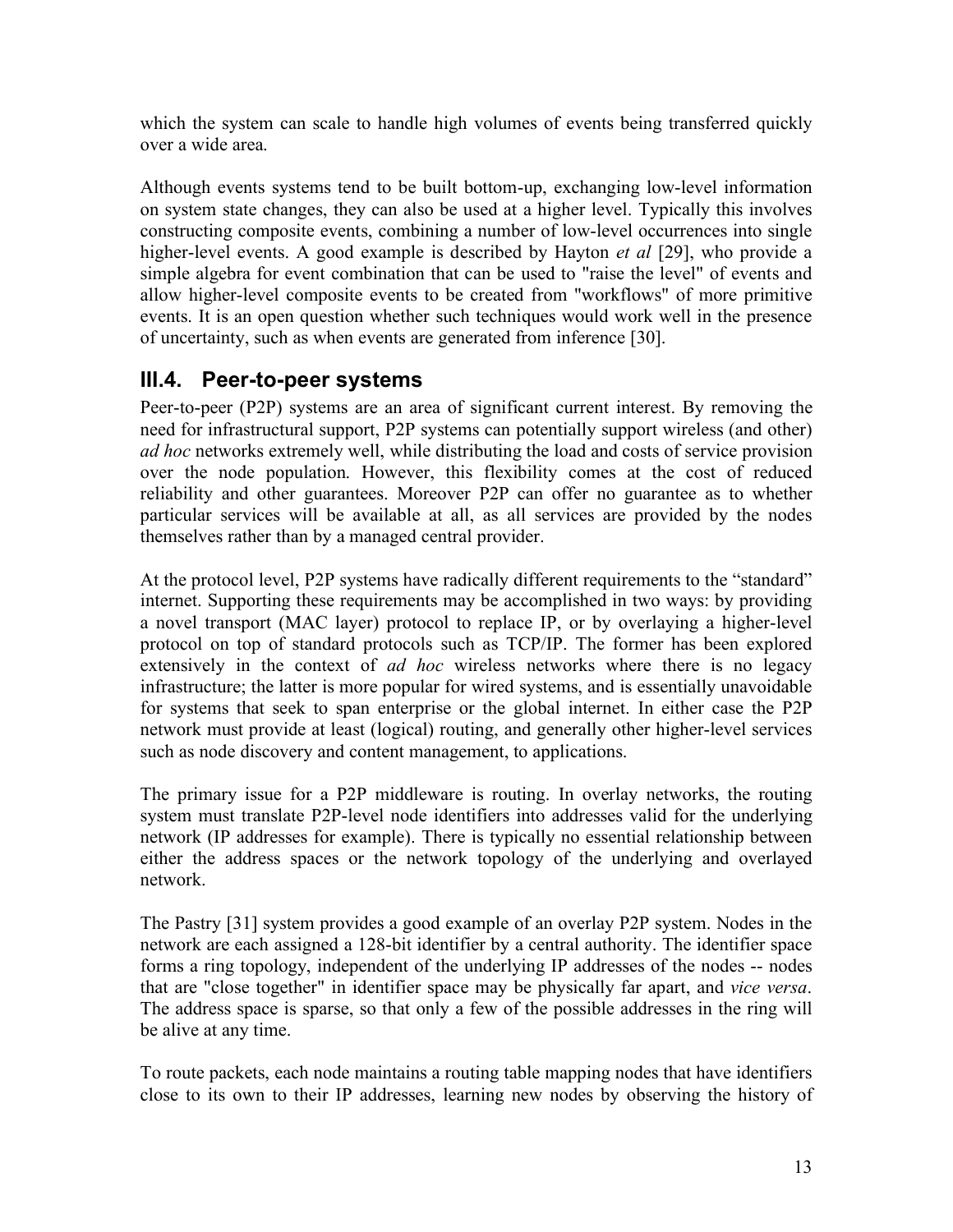which the system can scale to handle high volumes of events being transferred quickly over a wide area.

Although events systems tend to be built bottom-up, exchanging low-level information on system state changes, they can also be used at a higher level. Typically this involves constructing composite events, combining a number of low-level occurrences into single higher-level events. A good example is described by Hayton *et al* [29], who provide a simple algebra for event combination that can be used to "raise the level" of events and allow higher-level composite events to be created from "workflows" of more primitive events. It is an open question whether such techniques would work well in the presence of uncertainty, such as when events are generated from inference [30].

## III.4. Peer-to-peer systems

Peer-to-peer (P2P) systems are an area of significant current interest. By removing the need for infrastructural support, P2P systems can potentially support wireless (and other) *ad hoc* networks extremely well, while distributing the load and costs of service provision over the node population. However, this flexibility comes at the cost of reduced reliability and other guarantees. Moreover P2P can offer no guarantee as to whether particular services will be available at all, as all services are provided by the nodes themselves rather than by a managed central provider.

At the protocol level, P2P systems have radically different requirements to the "standard" internet. Supporting these requirements may be accomplished in two ways: by providing a novel transport (MAC layer) protocol to replace IP, or by overlaying a higher-level protocol on top of standard protocols such as TCP/IP. The former has been explored extensively in the context of *ad hoc* wireless networks where there is no legacy infrastructure; the latter is more popular for wired systems, and is essentially unavoidable for systems that seek to span enterprise or the global internet. In either case the P2P network must provide at least (logical) routing, and generally other higher-level services such as node discovery and content management, to applications.

The primary issue for a P2P middleware is routing. In overlay networks, the routing system must translate P2P-level node identifiers into addresses valid for the underlying network (IP addresses for example). There is typically no essential relationship between either the address spaces or the network topology of the underlying and overlayed network.

The Pastry [31] system provides a good example of an overlay P2P system. Nodes in the network are each assigned a 128-bit identifier by a central authority. The identifier space forms a ring topology, independent of the underlying IP addresses of the nodes -- nodes that are "close together" in identifier space may be physically far apart, and *vice versa*. The address space is sparse, so that only a few of the possible addresses in the ring will be alive at any time.

To route packets, each node maintains a routing table mapping nodes that have identifiers close to its own to their IP addresses, learning new nodes by observing the history of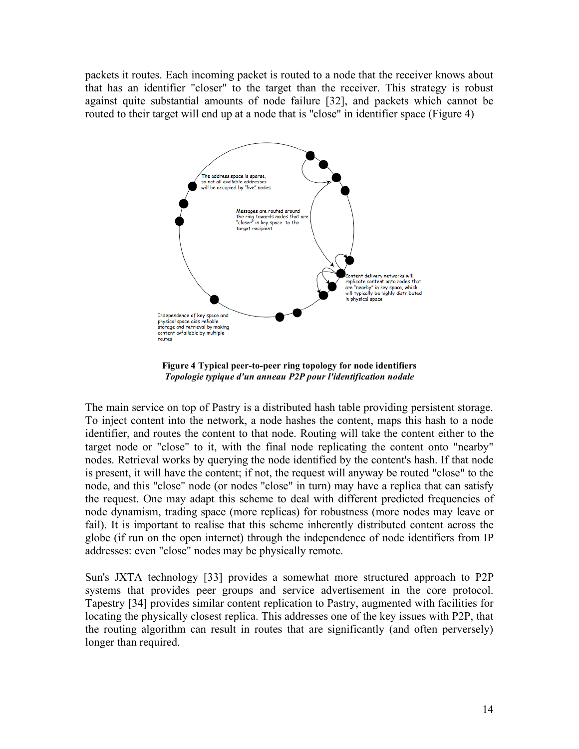packets it routes. Each incoming packet is routed to a node that the receiver knows about that has an identifier "closer" to the target than the receiver. This strategy is robust against quite substantial amounts of node failure [32], and packets which cannot be routed to their target will end up at a node that is "close" in identifier space (Figure 4)

**Figure 4 Typical peer-to-peer ring topology for node identifiers**
***Topologie typique d'un anneau P2P pour l'identification nodale***

The main service on top of Pastry is a distributed hash table providing persistent storage. To inject content into the network, a node hashes the content, maps this hash to a node identifier, and routes the content to that node. Routing will take the content either to the target node or "close" to it, with the final node replicating the content onto "nearby" nodes. Retrieval works by querying the node identified by the content's hash. If that node is present, it will have the content; if not, the request will anyway be routed "close" to the node, and this "close" node (or nodes "close" in turn) may have a replica that can satisfy the request. One may adapt this scheme to deal with different predicted frequencies of node dynamism, trading space (more replicas) for robustness (more nodes may leave or fail). It is important to realise that this scheme inherently distributed content across the globe (if run on the open internet) through the independence of node identifiers from IP addresses: even "close" nodes may be physically remote.

Sun's JXTA technology [33] provides a somewhat more structured approach to P2P systems that provides peer groups and service advertisement in the core protocol. Tapestry [34] provides similar content replication to Pastry, augmented with facilities for locating the physically closest replica. This addresses one of the key issues with P2P, that the routing algorithm can result in routes that are significantly (and often perversely) longer than required.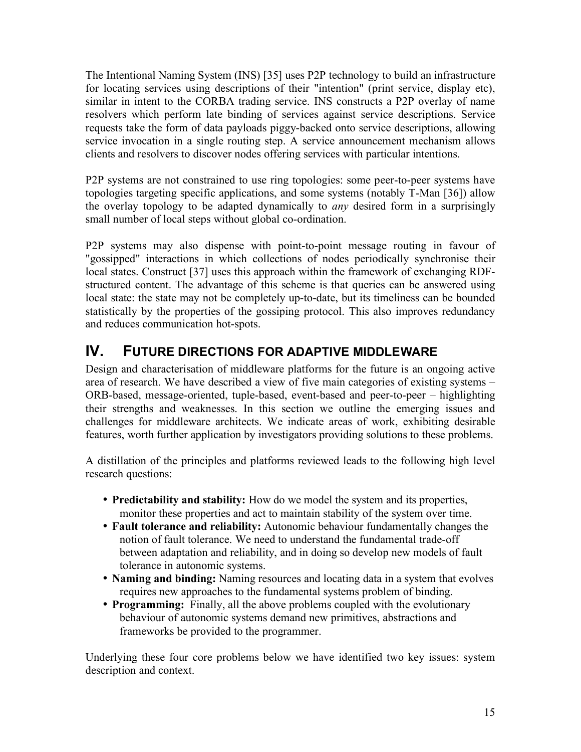The Intentional Naming System (INS) [35] uses P2P technology to build an infrastructure for locating services using descriptions of their "intention" (print service, display etc), similar in intent to the CORBA trading service. INS constructs a P2P overlay of name resolvers which perform late binding of services against service descriptions. Service requests take the form of data payloads piggy-backed onto service descriptions, allowing service invocation in a single routing step. A service announcement mechanism allows clients and resolvers to discover nodes offering services with particular intentions.

P2P systems are not constrained to use ring topologies: some peer-to-peer systems have topologies targeting specific applications, and some systems (notably T-Man [36]) allow the overlay topology to be adapted dynamically to *any* desired form in a surprisingly small number of local steps without global co-ordination.

P2P systems may also dispense with point-to-point message routing in favour of "gossipped" interactions in which collections of nodes periodically synchronise their local states. Construct [37] uses this approach within the framework of exchanging RDF-structured content. The advantage of this scheme is that queries can be answered using local state: the state may not be completely up-to-date, but its timeliness can be bounded statistically by the properties of the gossiping protocol. This also improves redundancy and reduces communication hot-spots.

# IV. FUTURE DIRECTIONS FOR ADAPTIVE MIDDLEWARE

Design and characterisation of middleware platforms for the future is an ongoing active area of research. We have described a view of five main categories of existing systems – ORB-based, message-oriented, tuple-based, event-based and peer-to-peer – highlighting their strengths and weaknesses. In this section we outline the emerging issues and challenges for middleware architects. We indicate areas of work, exhibiting desirable features, worth further application by investigators providing solutions to these problems.

A distillation of the principles and platforms reviewed leads to the following high level research questions:

- **Predictability and stability:** How do we model the system and its properties, monitor these properties and act to maintain stability of the system over time.
- **Fault tolerance and reliability:** Autonomic behaviour fundamentally changes the notion of fault tolerance. We need to understand the fundamental trade-off between adaptation and reliability, and in doing so develop new models of fault tolerance in autonomic systems.
- **Naming and binding:** Naming resources and locating data in a system that evolves requires new approaches to the fundamental systems problem of binding.
- **Programming:** Finally, all the above problems coupled with the evolutionary behaviour of autonomic systems demand new primitives, abstractions and frameworks be provided to the programmer.

Underlying these four core problems below we have identified two key issues: system description and context.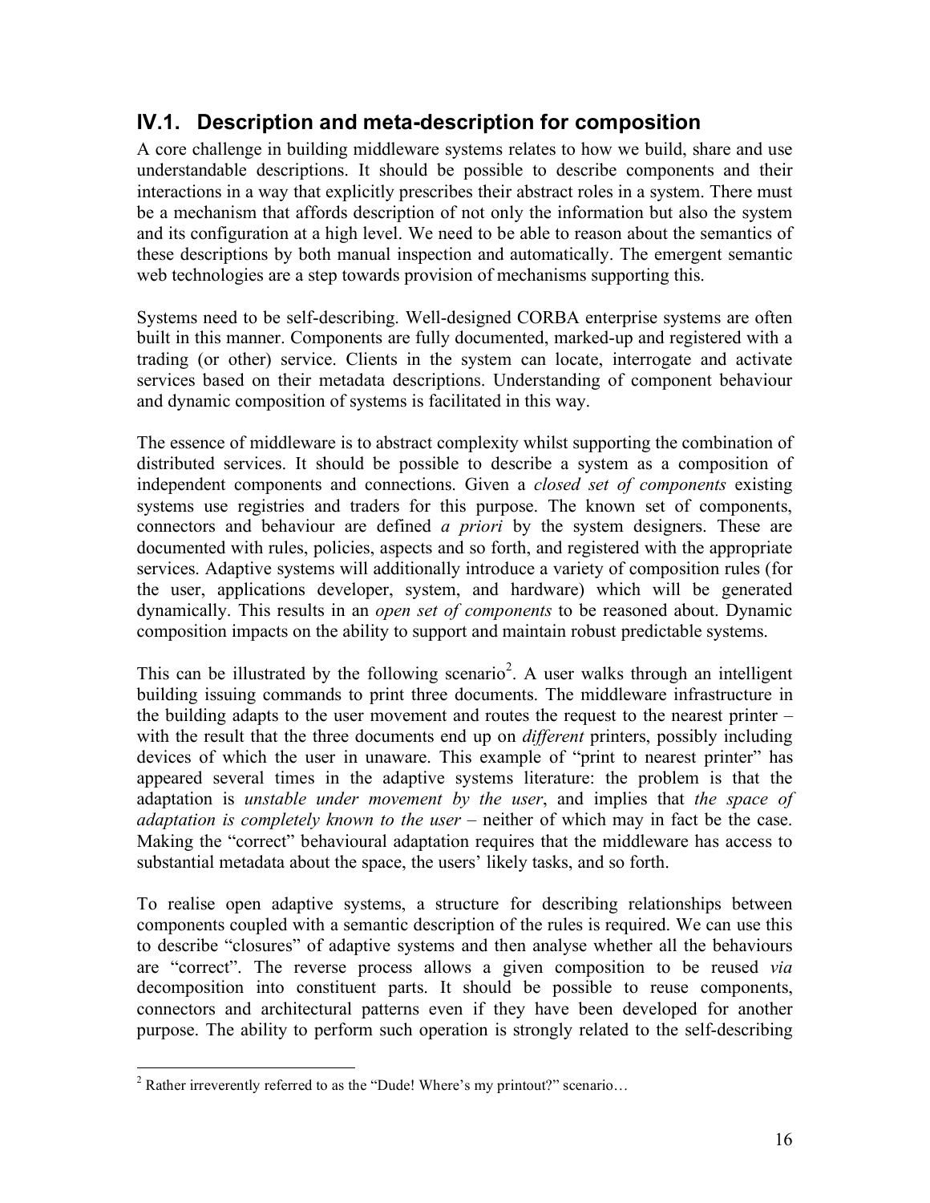## IV.1. Description and meta-description for composition

A core challenge in building middleware systems relates to how we build, share and use understandable descriptions. It should be possible to describe components and their interactions in a way that explicitly prescribes their abstract roles in a system. There must be a mechanism that affords description of not only the information but also the system and its configuration at a high level. We need to be able to reason about the semantics of these descriptions by both manual inspection and automatically. The emergent semantic web technologies are a step towards provision of mechanisms supporting this.

Systems need to be self-describing. Well-designed CORBA enterprise systems are often built in this manner. Components are fully documented, marked-up and registered with a trading (or other) service. Clients in the system can locate, interrogate and activate services based on their metadata descriptions. Understanding of component behaviour and dynamic composition of systems is facilitated in this way.

The essence of middleware is to abstract complexity whilst supporting the combination of distributed services. It should be possible to describe a system as a composition of independent components and connections. Given a *closed set of components* existing systems use registries and traders for this purpose. The known set of components, connectors and behaviour are defined *a priori* by the system designers. These are documented with rules, policies, aspects and so forth, and registered with the appropriate services. Adaptive systems will additionally introduce a variety of composition rules (for the user, applications developer, system, and hardware) which will be generated dynamically. This results in an *open set of components* to be reasoned about. Dynamic composition impacts on the ability to support and maintain robust predictable systems.

This can be illustrated by the following scenario[2]. A user walks through an intelligent building issuing commands to print three documents. The middleware infrastructure in the building adapts to the user movement and routes the request to the nearest printer – with the result that the three documents end up on *different* printers, possibly including devices of which the user in unaware. This example of "print to nearest printer" has appeared several times in the adaptive systems literature: the problem is that the adaptation is *unstable under movement by the user*, and implies that *the space of adaptation is completely known to the user* – neither of which may in fact be the case. Making the "correct" behavioural adaptation requires that the middleware has access to substantial metadata about the space, the users' likely tasks, and so forth.

To realise open adaptive systems, a structure for describing relationships between components coupled with a semantic description of the rules is required. We can use this to describe "closures" of adaptive systems and then analyse whether all the behaviours are "correct". The reverse process allows a given composition to be reused *via* decomposition into constituent parts. It should be possible to reuse components, connectors and architectural patterns even if they have been developed for another purpose. The ability to perform such operation is strongly related to the self-describing

[2] Rather irreverently referred to as the "Dude! Where's my printout?" scenario…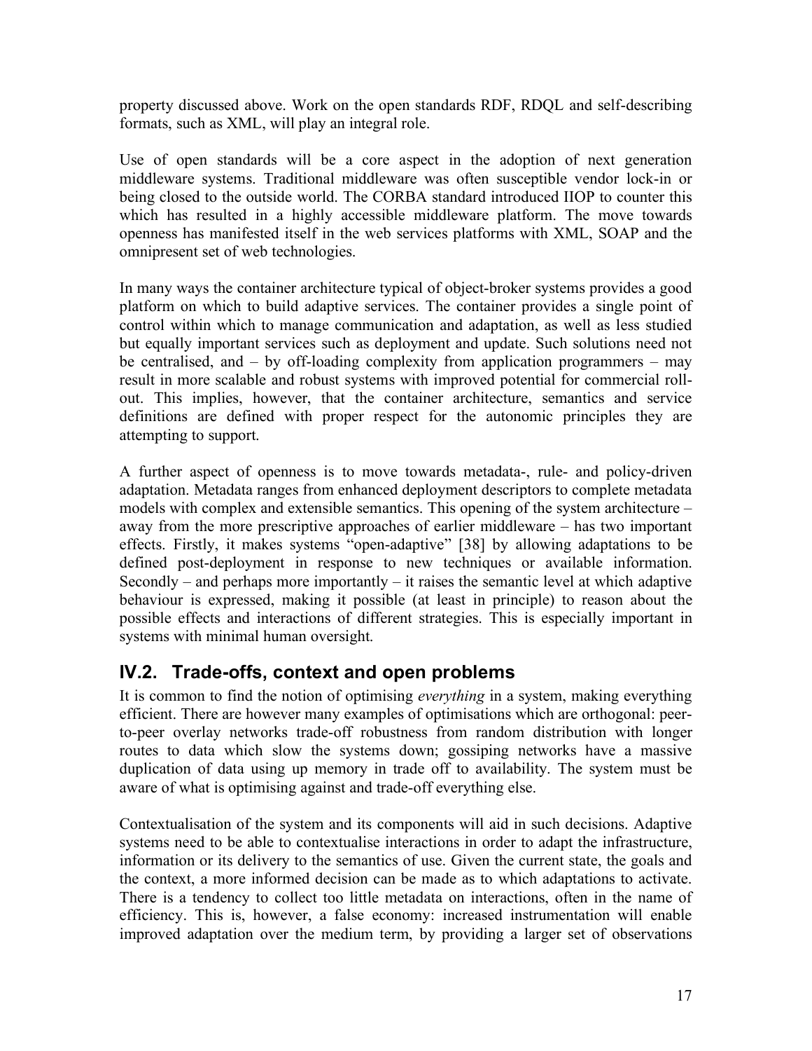property discussed above. Work on the open standards RDF, RDQL and self-describing formats, such as XML, will play an integral role.

Use of open standards will be a core aspect in the adoption of next generation middleware systems. Traditional middleware was often susceptible vendor lock-in or being closed to the outside world. The CORBA standard introduced IIOP to counter this which has resulted in a highly accessible middleware platform. The move towards openness has manifested itself in the web services platforms with XML, SOAP and the omnipresent set of web technologies.

In many ways the container architecture typical of object-broker systems provides a good platform on which to build adaptive services. The container provides a single point of control within which to manage communication and adaptation, as well as less studied but equally important services such as deployment and update. Such solutions need not be centralised, and – by off-loading complexity from application programmers – may result in more scalable and robust systems with improved potential for commercial roll-out. This implies, however, that the container architecture, semantics and service definitions are defined with proper respect for the autonomic principles they are attempting to support.

A further aspect of openness is to move towards metadata-, rule- and policy-driven adaptation. Metadata ranges from enhanced deployment descriptors to complete metadata models with complex and extensible semantics. This opening of the system architecture – away from the more prescriptive approaches of earlier middleware – has two important effects. Firstly, it makes systems "open-adaptive" [38] by allowing adaptations to be defined post-deployment in response to new techniques or available information. Secondly – and perhaps more importantly – it raises the semantic level at which adaptive behaviour is expressed, making it possible (at least in principle) to reason about the possible effects and interactions of different strategies. This is especially important in systems with minimal human oversight.

## IV.2. Trade-offs, context and open problems

It is common to find the notion of optimising *everything* in a system, making everything efficient. There are however many examples of optimisations which are orthogonal: peer-to-peer overlay networks trade-off robustness from random distribution with longer routes to data which slow the systems down; gossiping networks have a massive duplication of data using up memory in trade off to availability. The system must be aware of what is optimising against and trade-off everything else.

Contextualisation of the system and its components will aid in such decisions. Adaptive systems need to be able to contextualise interactions in order to adapt the infrastructure, information or its delivery to the semantics of use. Given the current state, the goals and the context, a more informed decision can be made as to which adaptations to activate. There is a tendency to collect too little metadata on interactions, often in the name of efficiency. This is, however, a false economy: increased instrumentation will enable improved adaptation over the medium term, by providing a larger set of observations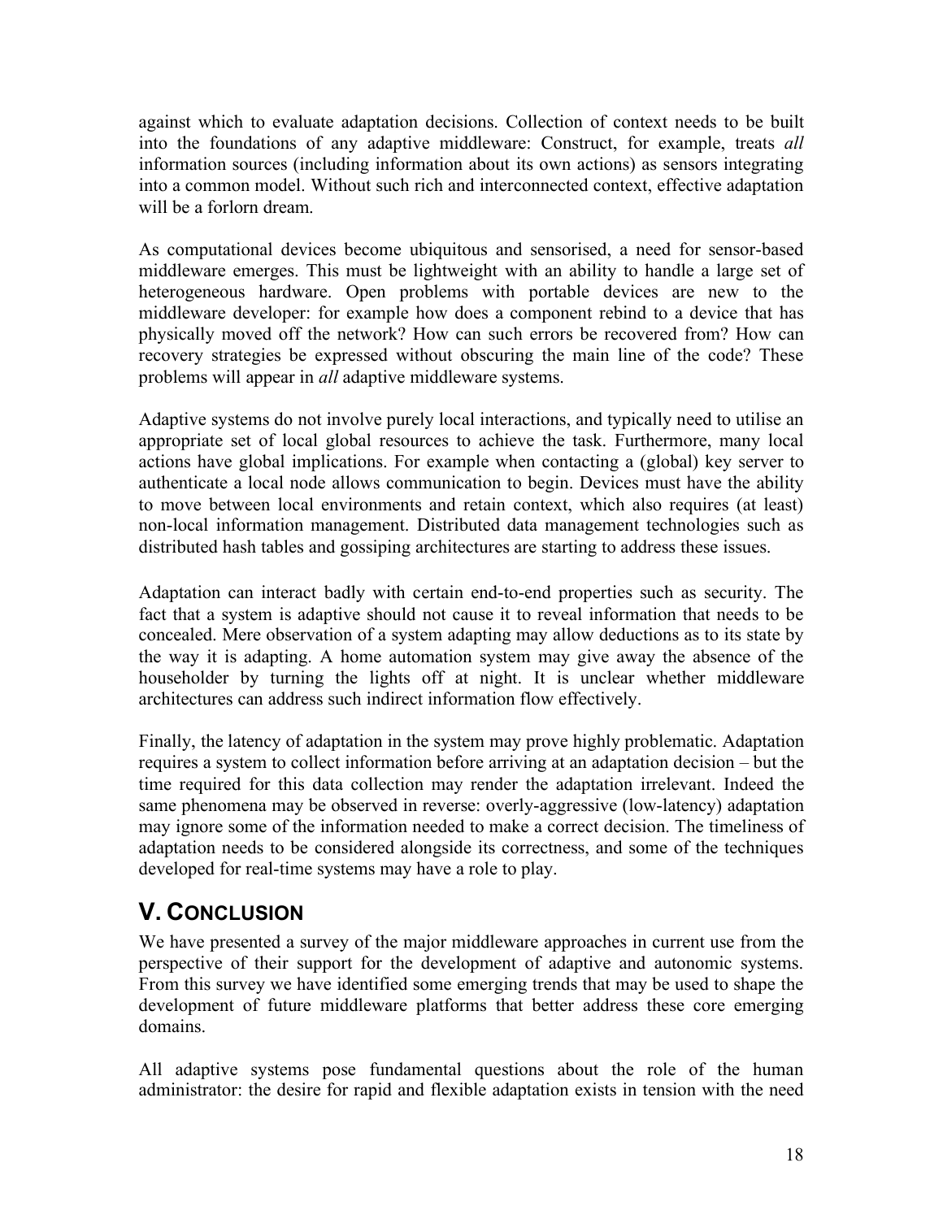against which to evaluate adaptation decisions. Collection of context needs to be built into the foundations of any adaptive middleware: Construct, for example, treats *all* information sources (including information about its own actions) as sensors integrating into a common model. Without such rich and interconnected context, effective adaptation will be a forlorn dream.

As computational devices become ubiquitous and sensorised, a need for sensor-based middleware emerges. This must be lightweight with an ability to handle a large set of heterogeneous hardware. Open problems with portable devices are new to the middleware developer: for example how does a component rebind to a device that has physically moved off the network? How can such errors be recovered from? How can recovery strategies be expressed without obscuring the main line of the code? These problems will appear in *all* adaptive middleware systems.

Adaptive systems do not involve purely local interactions, and typically need to utilise an appropriate set of local global resources to achieve the task. Furthermore, many local actions have global implications. For example when contacting a (global) key server to authenticate a local node allows communication to begin. Devices must have the ability to move between local environments and retain context, which also requires (at least) non-local information management. Distributed data management technologies such as distributed hash tables and gossiping architectures are starting to address these issues.

Adaptation can interact badly with certain end-to-end properties such as security. The fact that a system is adaptive should not cause it to reveal information that needs to be concealed. Mere observation of a system adapting may allow deductions as to its state by the way it is adapting. A home automation system may give away the absence of the householder by turning the lights off at night. It is unclear whether middleware architectures can address such indirect information flow effectively.

Finally, the latency of adaptation in the system may prove highly problematic. Adaptation requires a system to collect information before arriving at an adaptation decision – but the time required for this data collection may render the adaptation irrelevant. Indeed the same phenomena may be observed in reverse: overly-aggressive (low-latency) adaptation may ignore some of the information needed to make a correct decision. The timeliness of adaptation needs to be considered alongside its correctness, and some of the techniques developed for real-time systems may have a role to play.

# V. Conclusion

We have presented a survey of the major middleware approaches in current use from the perspective of their support for the development of adaptive and autonomic systems. From this survey we have identified some emerging trends that may be used to shape the development of future middleware platforms that better address these core emerging domains.

All adaptive systems pose fundamental questions about the role of the human administrator: the desire for rapid and flexible adaptation exists in tension with the need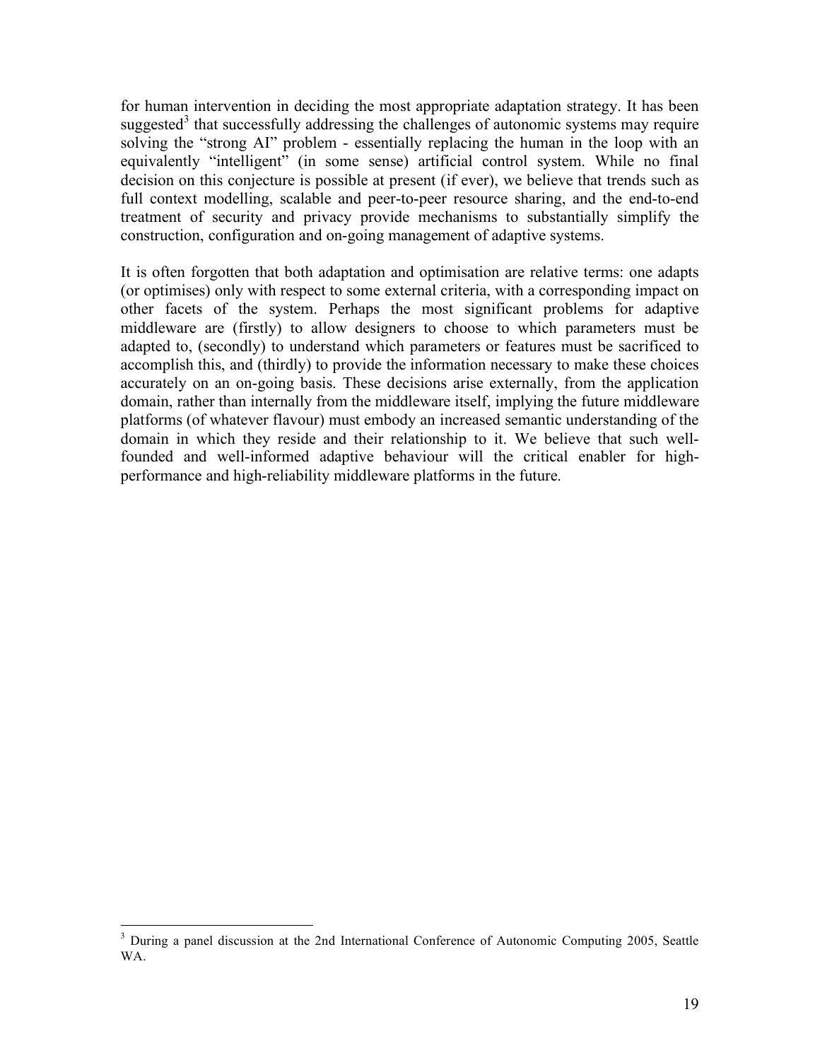for human intervention in deciding the most appropriate adaptation strategy. It has been suggested[3] that successfully addressing the challenges of autonomic systems may require solving the "strong AI" problem - essentially replacing the human in the loop with an equivalently "intelligent" (in some sense) artificial control system. While no final decision on this conjecture is possible at present (if ever), we believe that trends such as full context modelling, scalable and peer-to-peer resource sharing, and the end-to-end treatment of security and privacy provide mechanisms to substantially simplify the construction, configuration and on-going management of adaptive systems.

It is often forgotten that both adaptation and optimisation are relative terms: one adapts (or optimises) only with respect to some external criteria, with a corresponding impact on other facets of the system. Perhaps the most significant problems for adaptive middleware are (firstly) to allow designers to choose to which parameters must be adapted to, (secondly) to understand which parameters or features must be sacrificed to accomplish this, and (thirdly) to provide the information necessary to make these choices accurately on an on-going basis. These decisions arise externally, from the application domain, rather than internally from the middleware itself, implying the future middleware platforms (of whatever flavour) must embody an increased semantic understanding of the domain in which they reside and their relationship to it. We believe that such well-founded and well-informed adaptive behaviour will the critical enabler for high-performance and high-reliability middleware platforms in the future.

[3] During a panel discussion at the 2nd International Conference of Autonomic Computing 2005, Seattle WA.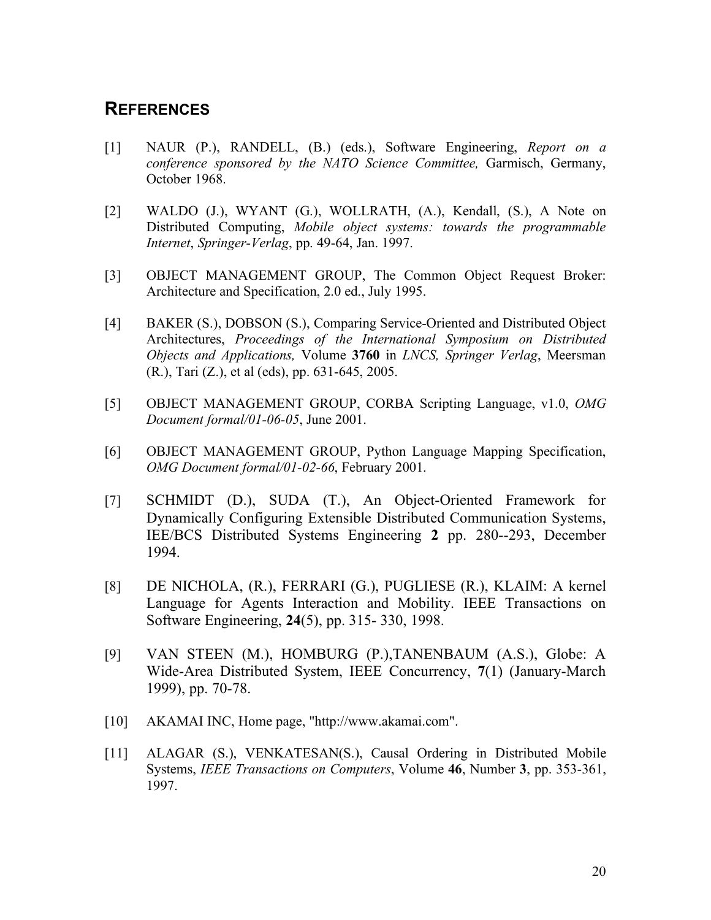## REFERENCES

[1] NAUR (P.), RANDELL, (B.) (eds.), Software Engineering, *Report on a conference sponsored by the NATO Science Committee,* Garmisch, Germany, October 1968.

[2] WALDO (J.), WYANT (G.), WOLLRATH, (A.), Kendall, (S.), A Note on Distributed Computing, *Mobile object systems: towards the programmable Internet*, *Springer-Verlag*, pp. 49-64, Jan. 1997.

[3] OBJECT MANAGEMENT GROUP, The Common Object Request Broker: Architecture and Specification, 2.0 ed., July 1995.

[4] BAKER (S.), DOBSON (S.), Comparing Service-Oriented and Distributed Object Architectures, *Proceedings of the International Symposium on Distributed Objects and Applications,* Volume **3760** in *LNCS, Springer Verlag*, Meersman (R.), Tari (Z.), et al (eds), pp. 631-645, 2005.

[5] OBJECT MANAGEMENT GROUP, CORBA Scripting Language, v1.0, *OMG Document formal/01-06-05*, June 2001.

[6] OBJECT MANAGEMENT GROUP, Python Language Mapping Specification, *OMG Document formal/01-02-66*, February 2001.

[7] SCHMIDT (D.), SUDA (T.), An Object-Oriented Framework for Dynamically Configuring Extensible Distributed Communication Systems, IEE/BCS Distributed Systems Engineering **2** pp. 280--293, December 1994.

[8] DE NICHOLA, (R.), FERRARI (G.), PUGLIESE (R.), KLAIM: A kernel Language for Agents Interaction and Mobility. IEEE Transactions on Software Engineering, **24**(5), pp. 315- 330, 1998.

[9] VAN STEEN (M.), HOMBURG (P.),TANENBAUM (A.S.), Globe: A Wide-Area Distributed System, IEEE Concurrency, **7**(1) (January-March 1999), pp. 70-78.

[10] AKAMAI INC, Home page, "http://www.akamai.com".

[11] ALAGAR (S.), VENKATESAN(S.), Causal Ordering in Distributed Mobile Systems, *IEEE Transactions on Computers*, Volume **46**, Number **3**, pp. 353-361, 1997.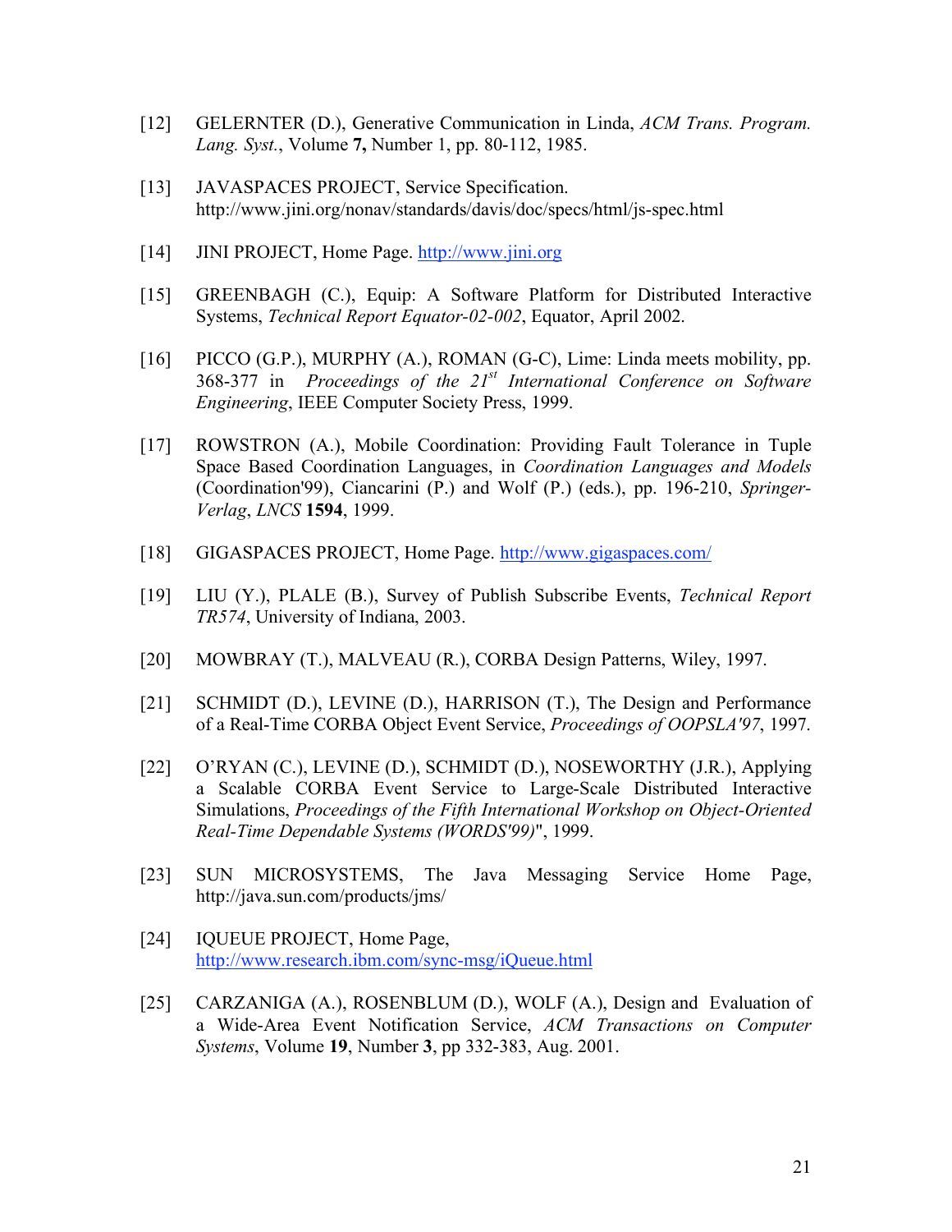[12] GELERNTER (D.), Generative Communication in Linda, *ACM Trans. Program. Lang. Syst.*, Volume **7,** Number 1, pp. 80-112, 1985.

[13] JAVASPACES PROJECT, Service Specification. http://www.jini.org/nonav/standards/davis/doc/specs/html/js-spec.html

[14] JINI PROJECT, Home Page. http://www.jini.org

[15] GREENBAGH (C.), Equip: A Software Platform for Distributed Interactive Systems, *Technical Report Equator-02-002*, Equator, April 2002.

[16] PICCO (G.P.), MURPHY (A.), ROMAN (G-C), Lime: Linda meets mobility, pp. 368-377 in *Proceedings of the 21st International Conference on Software Engineering*, IEEE Computer Society Press, 1999.

[17] ROWSTRON (A.), Mobile Coordination: Providing Fault Tolerance in Tuple Space Based Coordination Languages, in *Coordination Languages and Models* (Coordination'99), Ciancarini (P.) and Wolf (P.) (eds.), pp. 196-210, *Springer-Verlag*, *LNCS* **1594**, 1999.

[18] GIGASPACES PROJECT, Home Page. http://www.gigaspaces.com/

[19] LIU (Y.), PLALE (B.), Survey of Publish Subscribe Events, *Technical Report TR574*, University of Indiana, 2003.

[20] MOWBRAY (T.), MALVEAU (R.), CORBA Design Patterns, Wiley, 1997.

[21] SCHMIDT (D.), LEVINE (D.), HARRISON (T.), The Design and Performance of a Real-Time CORBA Object Event Service, *Proceedings of OOPSLA'97*, 1997.

[22] O'RYAN (C.), LEVINE (D.), SCHMIDT (D.), NOSEWORTHY (J.R.), Applying a Scalable CORBA Event Service to Large-Scale Distributed Interactive Simulations, *Proceedings of the Fifth International Workshop on Object-Oriented Real-Time Dependable Systems (WORDS'99)*", 1999.

[23] SUN MICROSYSTEMS, The Java Messaging Service Home Page, http://java.sun.com/products/jms/

[24] IQUEUE PROJECT, Home Page, http://www.research.ibm.com/sync-msg/iQueue.html

[25] CARZANIGA (A.), ROSENBLUM (D.), WOLF (A.), Design and Evaluation of a Wide-Area Event Notification Service, *ACM Transactions on Computer Systems*, Volume **19**, Number **3**, pp 332-383, Aug. 2001.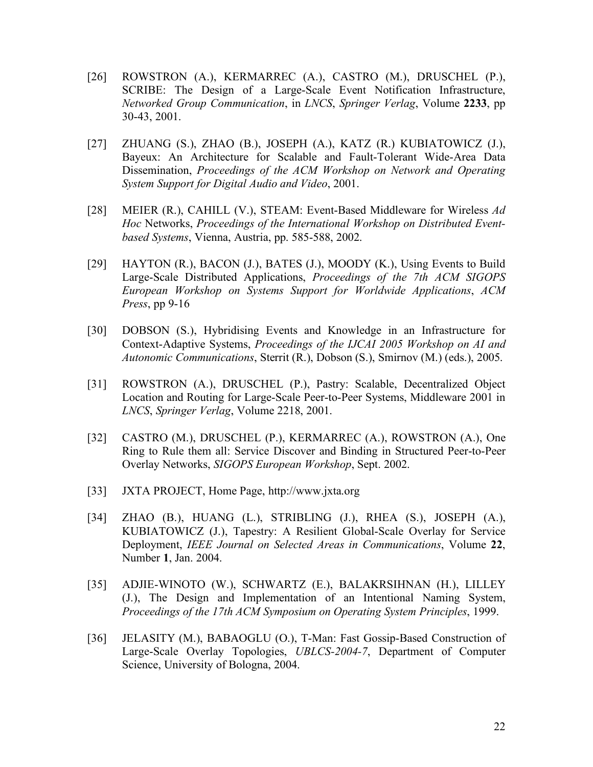[26] ROWSTRON (A.), KERMARREC (A.), CASTRO (M.), DRUSCHEL (P.), SCRIBE: The Design of a Large-Scale Event Notification Infrastructure, *Networked Group Communication*, in *LNCS*, *Springer Verlag*, Volume **2233**, pp 30-43, 2001.

[27] ZHUANG (S.), ZHAO (B.), JOSEPH (A.), KATZ (R.) KUBIATOWICZ (J.), Bayeux: An Architecture for Scalable and Fault-Tolerant Wide-Area Data Dissemination, *Proceedings of the ACM Workshop on Network and Operating System Support for Digital Audio and Video*, 2001.

[28] MEIER (R.), CAHILL (V.), STEAM: Event-Based Middleware for Wireless *Ad Hoc* Networks, *Proceedings of the International Workshop on Distributed Event-based Systems*, Vienna, Austria, pp. 585-588, 2002.

[29] HAYTON (R.), BACON (J.), BATES (J.), MOODY (K.), Using Events to Build Large-Scale Distributed Applications, *Proceedings of the 7th ACM SIGOPS European Workshop on Systems Support for Worldwide Applications*, *ACM Press*, pp 9-16

[30] DOBSON (S.), Hybridising Events and Knowledge in an Infrastructure for Context-Adaptive Systems, *Proceedings of the IJCAI 2005 Workshop on AI and Autonomic Communications*, Sterrit (R.), Dobson (S.), Smirnov (M.) (eds.), 2005.

[31] ROWSTRON (A.), DRUSCHEL (P.), Pastry: Scalable, Decentralized Object Location and Routing for Large-Scale Peer-to-Peer Systems, Middleware 2001 in *LNCS*, *Springer Verlag*, Volume 2218, 2001.

[32] CASTRO (M.), DRUSCHEL (P.), KERMARREC (A.), ROWSTRON (A.), One Ring to Rule them all: Service Discover and Binding in Structured Peer-to-Peer Overlay Networks, *SIGOPS European Workshop*, Sept. 2002.

[33] JXTA PROJECT, Home Page, http://www.jxta.org

[34] ZHAO (B.), HUANG (L.), STRIBLING (J.), RHEA (S.), JOSEPH (A.), KUBIATOWICZ (J.), Tapestry: A Resilient Global-Scale Overlay for Service Deployment, *IEEE Journal on Selected Areas in Communications*, Volume **22**, Number **1**, Jan. 2004.

[35] ADJIE-WINOTO (W.), SCHWARTZ (E.), BALAKRSIHNAN (H.), LILLEY (J.), The Design and Implementation of an Intentional Naming System, *Proceedings of the 17th ACM Symposium on Operating System Principles*, 1999.

[36] JELASITY (M.), BABAOGLU (O.), T-Man: Fast Gossip-Based Construction of Large-Scale Overlay Topologies, *UBLCS-2004-7*, Department of Computer Science, University of Bologna, 2004.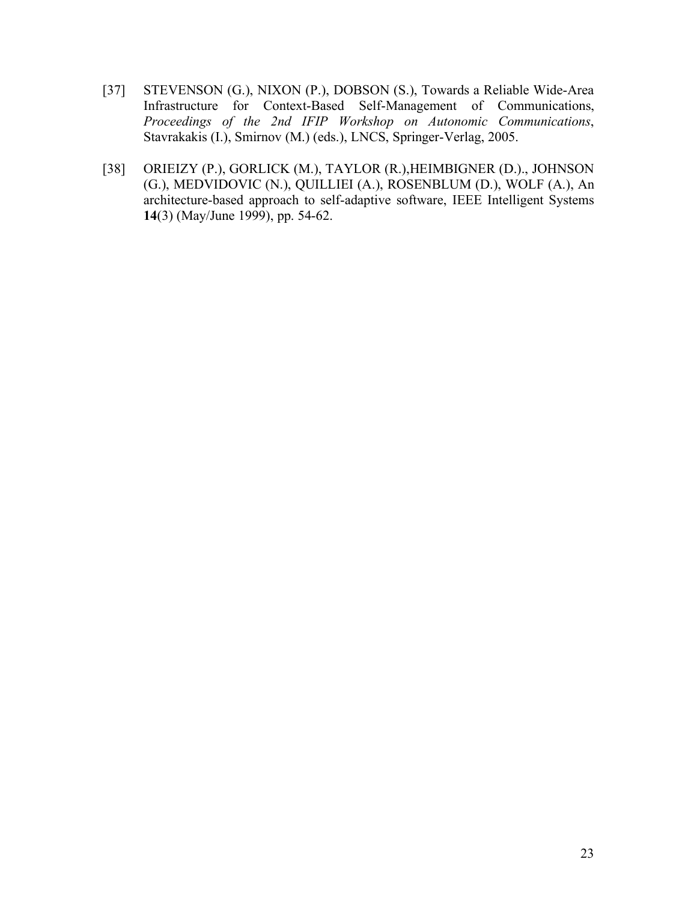[37] STEVENSON (G.), NIXON (P.), DOBSON (S.), Towards a Reliable Wide-Area Infrastructure for Context-Based Self-Management of Communications, *Proceedings of the 2nd IFIP Workshop on Autonomic Communications*, Stavrakakis (I.), Smirnov (M.) (eds.), LNCS, Springer-Verlag, 2005.

[38] ORIEIZY (P.), GORLICK (M.), TAYLOR (R.),HEIMBIGNER (D.)., JOHNSON (G.), MEDVIDOVIC (N.), QUILLIEI (A.), ROSENBLUM (D.), WOLF (A.), An architecture-based approach to self-adaptive software, IEEE Intelligent Systems **14**(3) (May/June 1999), pp. 54-62.